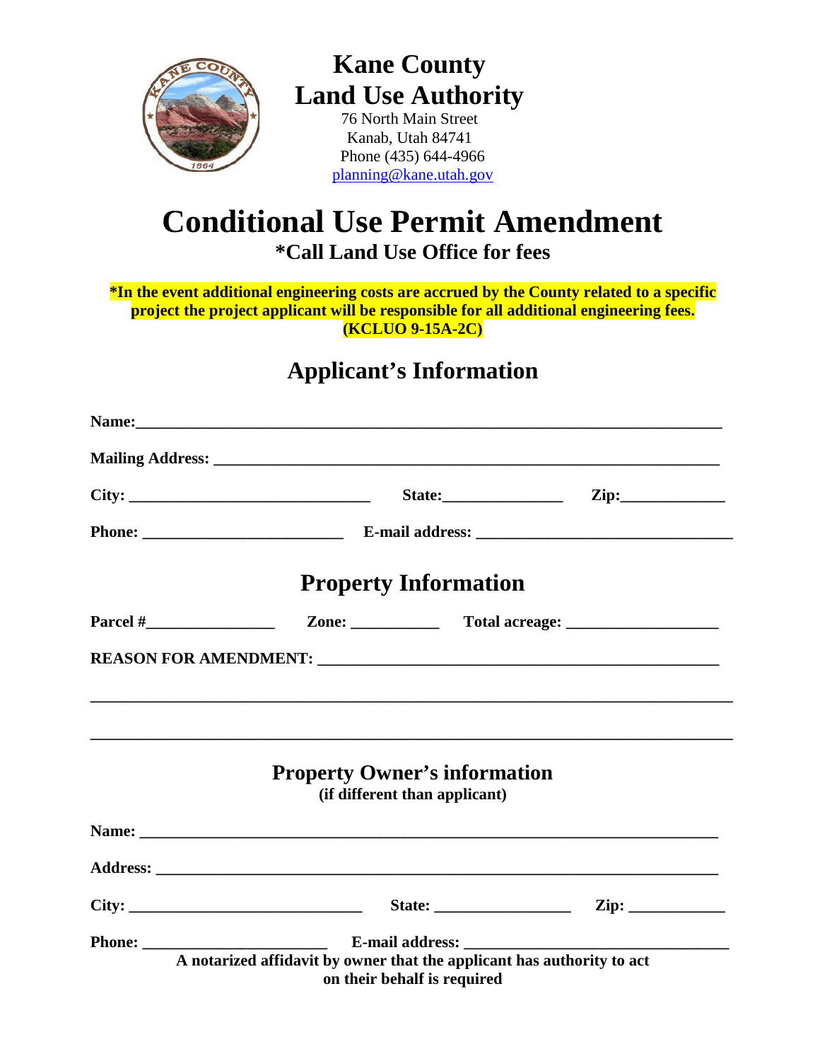# Kane County
# Land Use Authority

76 North Main Street
Kanab, Utah 84741
Phone (435) 644-4966
planning@kane.utah.gov

# Conditional Use Permit Amendment

**\*Call Land Use Office for fees**

**\*In the event additional engineering costs are accrued by the County related to a specific project the project applicant will be responsible for all additional engineering fees. (KCLUO 9-15A-2C)**

## Applicant's Information

**Name:**___________________________________________________________________________

**Mailing Address:** _________________________________________________________________

**City:** ______________________________ **State:**_______________ **Zip:**_____________

**Phone:** _________________________ **E-mail address:** ______________________________

## Property Information

**Parcel #**________________ **Zone:** ___________ **Total acreage:** __________________

**REASON FOR AMENDMENT:** ____________________________________________________

_______________________________________________________________________________

_______________________________________________________________________________

## Property Owner's information

**(if different than applicant)**

**Name:** _________________________________________________________________________

**Address:** _______________________________________________________________________

**City:** _____________________________ **State:** _________________ **Zip:** ____________

**Phone:** _______________________ **E-mail address:** _________________________________

**A notarized affidavit by owner that the applicant has authority to act on their behalf is required**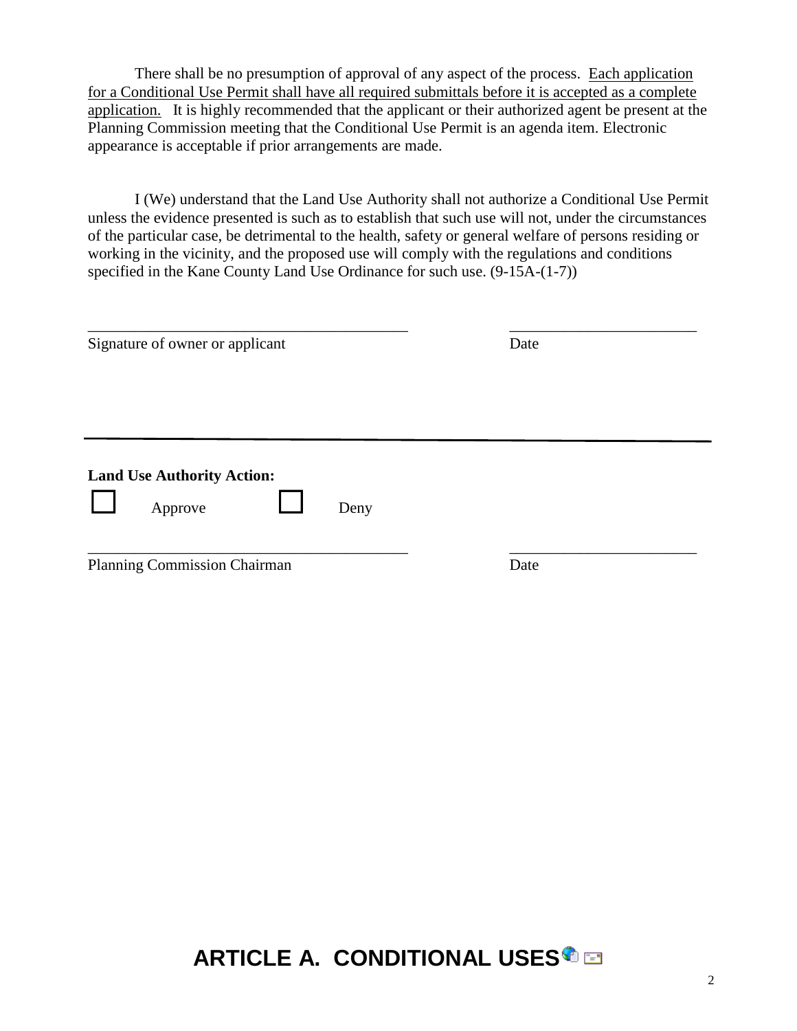There shall be no presumption of approval of any aspect of the process. <u>Each application for a Conditional Use Permit shall have all required submittals before it is accepted as a complete application.</u> It is highly recommended that the applicant or their authorized agent be present at the Planning Commission meeting that the Conditional Use Permit is an agenda item. Electronic appearance is acceptable if prior arrangements are made.

I (We) understand that the Land Use Authority shall not authorize a Conditional Use Permit unless the evidence presented is such as to establish that such use will not, under the circumstances of the particular case, be detrimental to the health, safety or general welfare of persons residing or working in the vicinity, and the proposed use will comply with the regulations and conditions specified in the Kane County Land Use Ordinance for such use. (9-15A-(1-7))

\_\_\_\_\_\_\_\_\_\_\_\_\_\_\_\_\_\_\_\_\_\_\_\_\_\_\_\_\_\_\_\_\_\_\_\_\_\_\_\_\_\_ \_\_\_\_\_\_\_\_\_\_\_\_\_\_\_\_\_\_\_\_\_\_\_\_\_\_

Signature of owner or applicant Date

---

**Land Use Authority Action:**

☐ Approve ☐ Deny

\_\_\_\_\_\_\_\_\_\_\_\_\_\_\_\_\_\_\_\_\_\_\_\_\_\_\_\_\_\_\_\_\_\_\_\_\_\_\_\_\_\_ \_\_\_\_\_\_\_\_\_\_\_\_\_\_\_\_\_\_\_\_\_\_\_\_\_\_

Planning Commission Chairman Date

# ARTICLE A. CONDITIONAL USES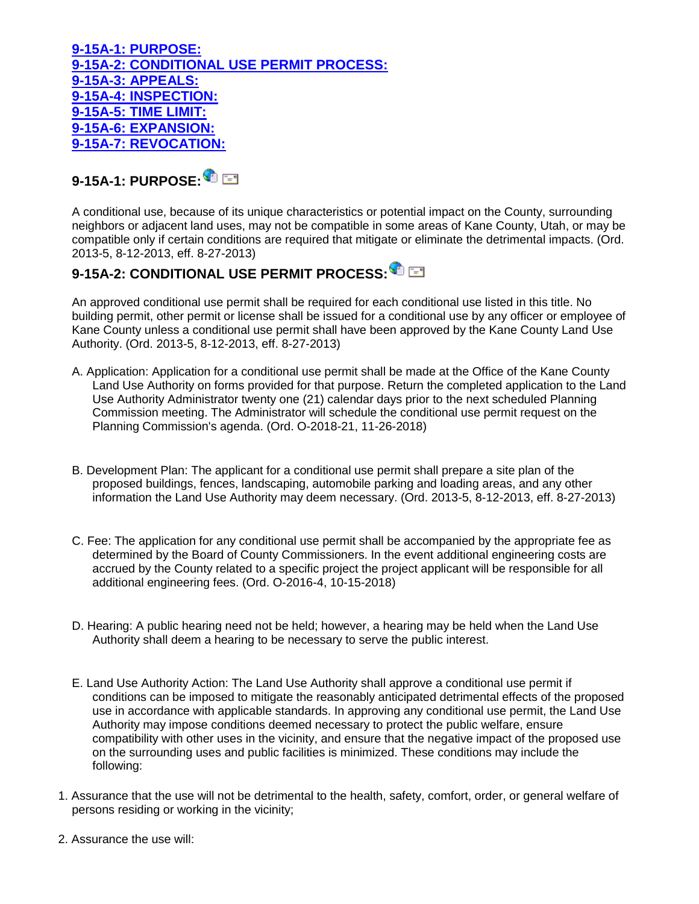9-15A-1: PURPOSE:
9-15A-2: CONDITIONAL USE PERMIT PROCESS:
9-15A-3: APPEALS:
9-15A-4: INSPECTION:
9-15A-5: TIME LIMIT:
9-15A-6: EXPANSION:
9-15A-7: REVOCATION:

## 9-15A-1: PURPOSE:

A conditional use, because of its unique characteristics or potential impact on the County, surrounding neighbors or adjacent land uses, may not be compatible in some areas of Kane County, Utah, or may be compatible only if certain conditions are required that mitigate or eliminate the detrimental impacts. (Ord. 2013-5, 8-12-2013, eff. 8-27-2013)

## 9-15A-2: CONDITIONAL USE PERMIT PROCESS:

An approved conditional use permit shall be required for each conditional use listed in this title. No building permit, other permit or license shall be issued for a conditional use by any officer or employee of Kane County unless a conditional use permit shall have been approved by the Kane County Land Use Authority. (Ord. 2013-5, 8-12-2013, eff. 8-27-2013)

A. Application: Application for a conditional use permit shall be made at the Office of the Kane County Land Use Authority on forms provided for that purpose. Return the completed application to the Land Use Authority Administrator twenty one (21) calendar days prior to the next scheduled Planning Commission meeting. The Administrator will schedule the conditional use permit request on the Planning Commission's agenda. (Ord. O-2018-21, 11-26-2018)

B. Development Plan: The applicant for a conditional use permit shall prepare a site plan of the proposed buildings, fences, landscaping, automobile parking and loading areas, and any other information the Land Use Authority may deem necessary. (Ord. 2013-5, 8-12-2013, eff. 8-27-2013)

C. Fee: The application for any conditional use permit shall be accompanied by the appropriate fee as determined by the Board of County Commissioners. In the event additional engineering costs are accrued by the County related to a specific project the project applicant will be responsible for all additional engineering fees. (Ord. O-2016-4, 10-15-2018)

D. Hearing: A public hearing need not be held; however, a hearing may be held when the Land Use Authority shall deem a hearing to be necessary to serve the public interest.

E. Land Use Authority Action: The Land Use Authority shall approve a conditional use permit if conditions can be imposed to mitigate the reasonably anticipated detrimental effects of the proposed use in accordance with applicable standards. In approving any conditional use permit, the Land Use Authority may impose conditions deemed necessary to protect the public welfare, ensure compatibility with other uses in the vicinity, and ensure that the negative impact of the proposed use on the surrounding uses and public facilities is minimized. These conditions may include the following:

1. Assurance that the use will not be detrimental to the health, safety, comfort, order, or general welfare of persons residing or working in the vicinity;

2. Assurance the use will: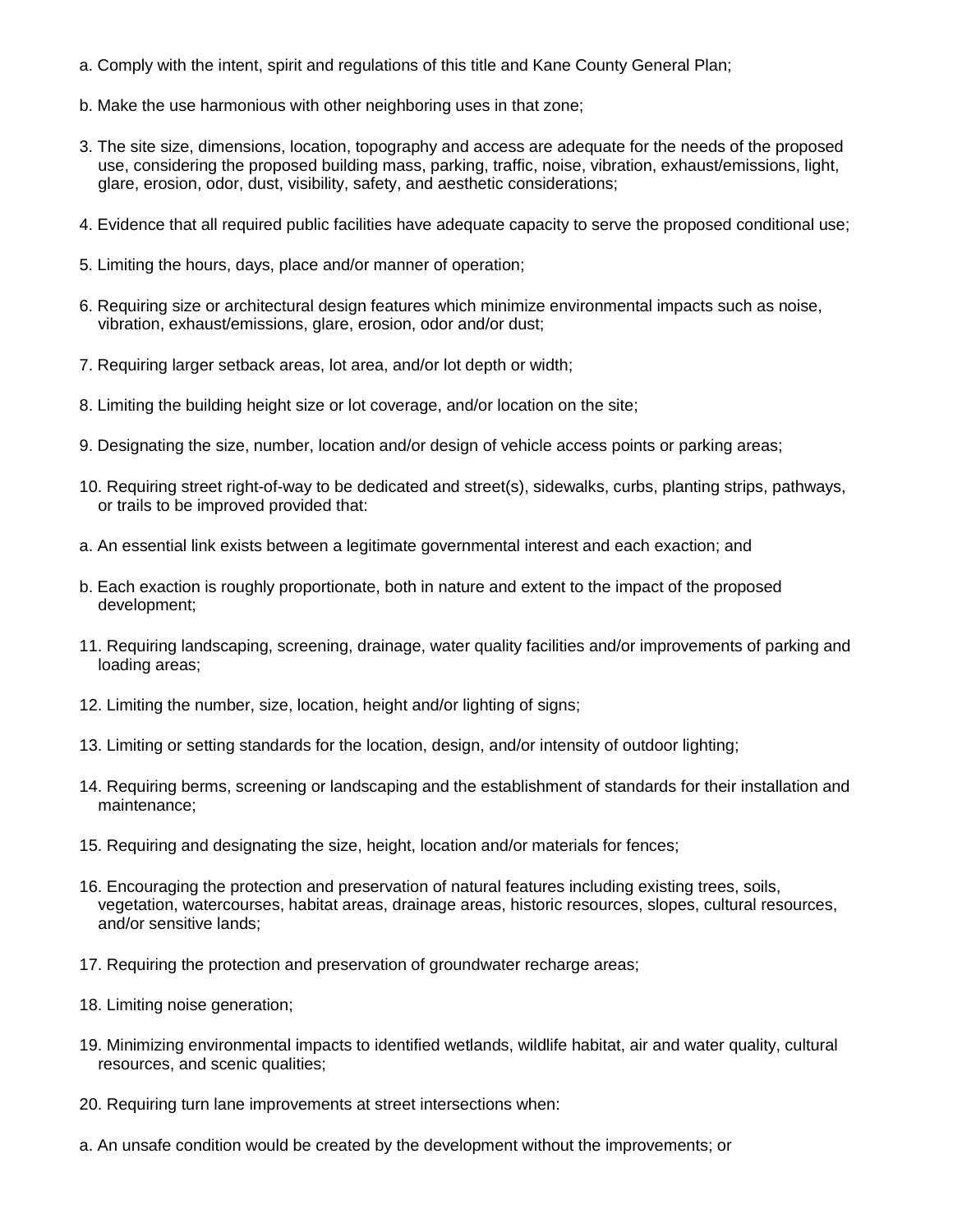a. Comply with the intent, spirit and regulations of this title and Kane County General Plan;

b. Make the use harmonious with other neighboring uses in that zone;

3. The site size, dimensions, location, topography and access are adequate for the needs of the proposed use, considering the proposed building mass, parking, traffic, noise, vibration, exhaust/emissions, light, glare, erosion, odor, dust, visibility, safety, and aesthetic considerations;

4. Evidence that all required public facilities have adequate capacity to serve the proposed conditional use;

5. Limiting the hours, days, place and/or manner of operation;

6. Requiring size or architectural design features which minimize environmental impacts such as noise, vibration, exhaust/emissions, glare, erosion, odor and/or dust;

7. Requiring larger setback areas, lot area, and/or lot depth or width;

8. Limiting the building height size or lot coverage, and/or location on the site;

9. Designating the size, number, location and/or design of vehicle access points or parking areas;

10. Requiring street right-of-way to be dedicated and street(s), sidewalks, curbs, planting strips, pathways, or trails to be improved provided that:

a. An essential link exists between a legitimate governmental interest and each exaction; and

b. Each exaction is roughly proportionate, both in nature and extent to the impact of the proposed development;

11. Requiring landscaping, screening, drainage, water quality facilities and/or improvements of parking and loading areas;

12. Limiting the number, size, location, height and/or lighting of signs;

13. Limiting or setting standards for the location, design, and/or intensity of outdoor lighting;

14. Requiring berms, screening or landscaping and the establishment of standards for their installation and maintenance;

15. Requiring and designating the size, height, location and/or materials for fences;

16. Encouraging the protection and preservation of natural features including existing trees, soils, vegetation, watercourses, habitat areas, drainage areas, historic resources, slopes, cultural resources, and/or sensitive lands;

17. Requiring the protection and preservation of groundwater recharge areas;

18. Limiting noise generation;

19. Minimizing environmental impacts to identified wetlands, wildlife habitat, air and water quality, cultural resources, and scenic qualities;

20. Requiring turn lane improvements at street intersections when:

a. An unsafe condition would be created by the development without the improvements; or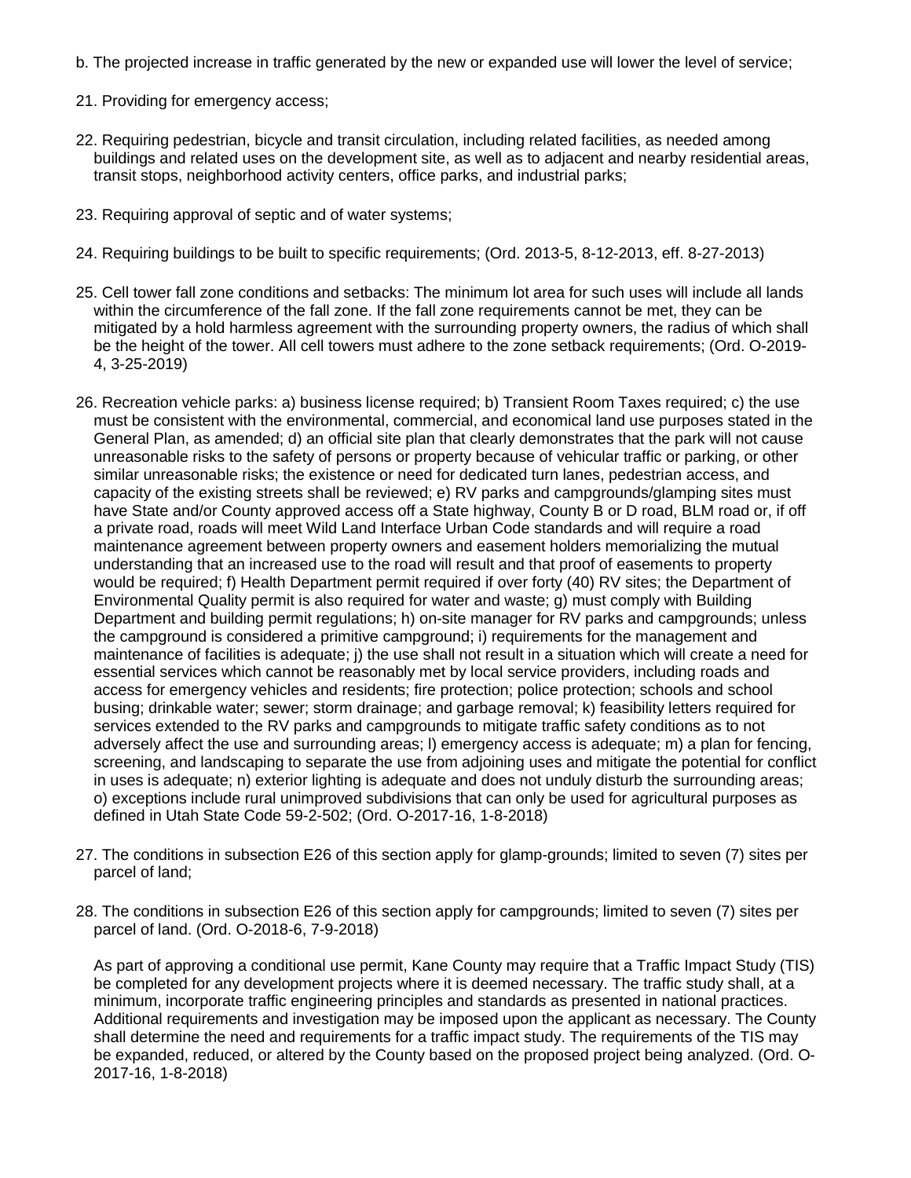b. The projected increase in traffic generated by the new or expanded use will lower the level of service;

21. Providing for emergency access;

22. Requiring pedestrian, bicycle and transit circulation, including related facilities, as needed among buildings and related uses on the development site, as well as to adjacent and nearby residential areas, transit stops, neighborhood activity centers, office parks, and industrial parks;

23. Requiring approval of septic and of water systems;

24. Requiring buildings to be built to specific requirements; (Ord. 2013-5, 8-12-2013, eff. 8-27-2013)

25. Cell tower fall zone conditions and setbacks: The minimum lot area for such uses will include all lands within the circumference of the fall zone. If the fall zone requirements cannot be met, they can be mitigated by a hold harmless agreement with the surrounding property owners, the radius of which shall be the height of the tower. All cell towers must adhere to the zone setback requirements; (Ord. O-2019-4, 3-25-2019)

26. Recreation vehicle parks: a) business license required; b) Transient Room Taxes required; c) the use must be consistent with the environmental, commercial, and economical land use purposes stated in the General Plan, as amended; d) an official site plan that clearly demonstrates that the park will not cause unreasonable risks to the safety of persons or property because of vehicular traffic or parking, or other similar unreasonable risks; the existence or need for dedicated turn lanes, pedestrian access, and capacity of the existing streets shall be reviewed; e) RV parks and campgrounds/glamping sites must have State and/or County approved access off a State highway, County B or D road, BLM road or, if off a private road, roads will meet Wild Land Interface Urban Code standards and will require a road maintenance agreement between property owners and easement holders memorializing the mutual understanding that an increased use to the road will result and that proof of easements to property would be required; f) Health Department permit required if over forty (40) RV sites; the Department of Environmental Quality permit is also required for water and waste; g) must comply with Building Department and building permit regulations; h) on-site manager for RV parks and campgrounds; unless the campground is considered a primitive campground; i) requirements for the management and maintenance of facilities is adequate; j) the use shall not result in a situation which will create a need for essential services which cannot be reasonably met by local service providers, including roads and access for emergency vehicles and residents; fire protection; police protection; schools and school busing; drinkable water; sewer; storm drainage; and garbage removal; k) feasibility letters required for services extended to the RV parks and campgrounds to mitigate traffic safety conditions as to not adversely affect the use and surrounding areas; l) emergency access is adequate; m) a plan for fencing, screening, and landscaping to separate the use from adjoining uses and mitigate the potential for conflict in uses is adequate; n) exterior lighting is adequate and does not unduly disturb the surrounding areas; o) exceptions include rural unimproved subdivisions that can only be used for agricultural purposes as defined in Utah State Code 59-2-502; (Ord. O-2017-16, 1-8-2018)

27. The conditions in subsection E26 of this section apply for glamp-grounds; limited to seven (7) sites per parcel of land;

28. The conditions in subsection E26 of this section apply for campgrounds; limited to seven (7) sites per parcel of land. (Ord. O-2018-6, 7-9-2018)

As part of approving a conditional use permit, Kane County may require that a Traffic Impact Study (TIS) be completed for any development projects where it is deemed necessary. The traffic study shall, at a minimum, incorporate traffic engineering principles and standards as presented in national practices. Additional requirements and investigation may be imposed upon the applicant as necessary. The County shall determine the need and requirements for a traffic impact study. The requirements of the TIS may be expanded, reduced, or altered by the County based on the proposed project being analyzed. (Ord. O-2017-16, 1-8-2018)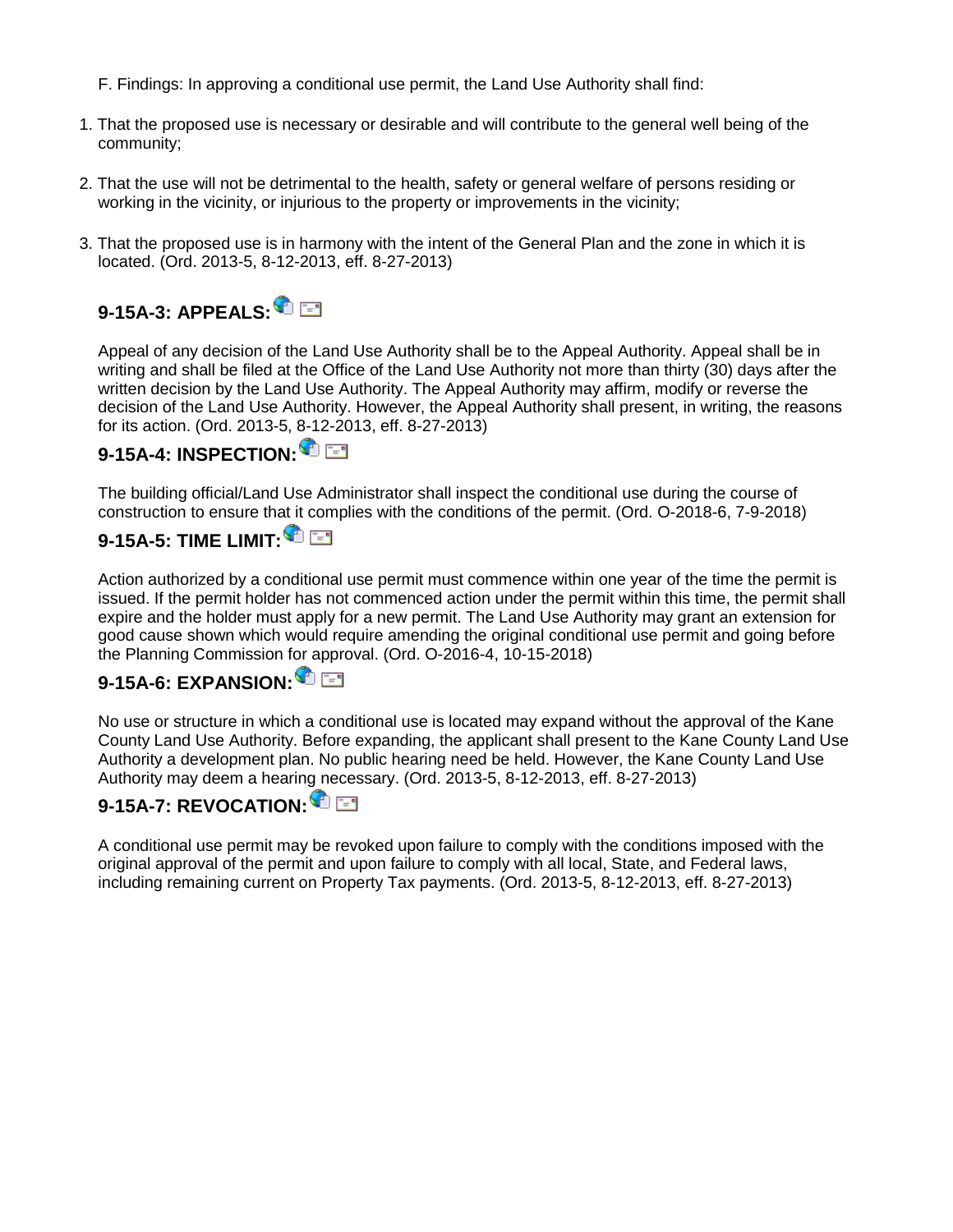F. Findings: In approving a conditional use permit, the Land Use Authority shall find:

1. That the proposed use is necessary or desirable and will contribute to the general well being of the community;
2. That the use will not be detrimental to the health, safety or general welfare of persons residing or working in the vicinity, or injurious to the property or improvements in the vicinity;
3. That the proposed use is in harmony with the intent of the General Plan and the zone in which it is located. (Ord. 2013-5, 8-12-2013, eff. 8-27-2013)

## 9-15A-3: APPEALS:

Appeal of any decision of the Land Use Authority shall be to the Appeal Authority. Appeal shall be in writing and shall be filed at the Office of the Land Use Authority not more than thirty (30) days after the written decision by the Land Use Authority. The Appeal Authority may affirm, modify or reverse the decision of the Land Use Authority. However, the Appeal Authority shall present, in writing, the reasons for its action. (Ord. 2013-5, 8-12-2013, eff. 8-27-2013)

## 9-15A-4: INSPECTION:

The building official/Land Use Administrator shall inspect the conditional use during the course of construction to ensure that it complies with the conditions of the permit. (Ord. O-2018-6, 7-9-2018)

## 9-15A-5: TIME LIMIT:

Action authorized by a conditional use permit must commence within one year of the time the permit is issued. If the permit holder has not commenced action under the permit within this time, the permit shall expire and the holder must apply for a new permit. The Land Use Authority may grant an extension for good cause shown which would require amending the original conditional use permit and going before the Planning Commission for approval. (Ord. O-2016-4, 10-15-2018)

## 9-15A-6: EXPANSION:

No use or structure in which a conditional use is located may expand without the approval of the Kane County Land Use Authority. Before expanding, the applicant shall present to the Kane County Land Use Authority a development plan. No public hearing need be held. However, the Kane County Land Use Authority may deem a hearing necessary. (Ord. 2013-5, 8-12-2013, eff. 8-27-2013)

## 9-15A-7: REVOCATION:

A conditional use permit may be revoked upon failure to comply with the conditions imposed with the original approval of the permit and upon failure to comply with all local, State, and Federal laws, including remaining current on Property Tax payments. (Ord. 2013-5, 8-12-2013, eff. 8-27-2013)